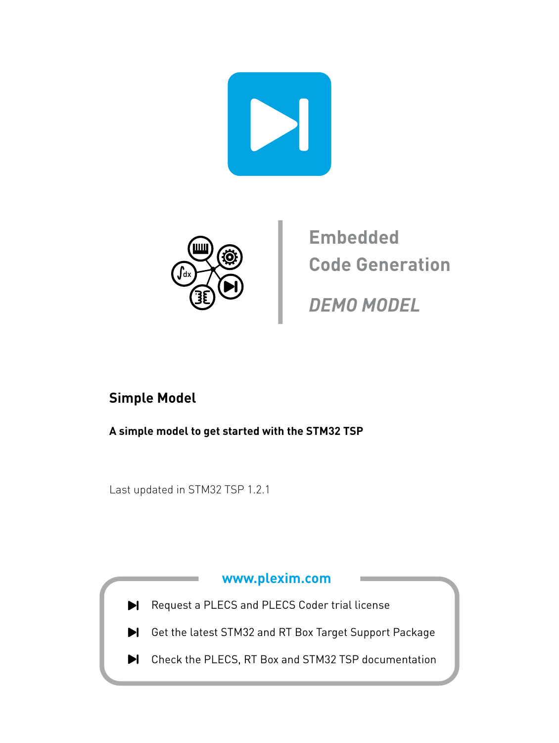Embedded
Code Generation

*DEMO MODEL*

# Simple Model

**A simple model to get started with the STM32 TSP**

Last updated in STM32 TSP 1.2.1

**www.plexim.com**

- Request a PLECS and PLECS Coder trial license
- Get the latest STM32 and RT Box Target Support Package
- Check the PLECS, RT Box and STM32 TSP documentation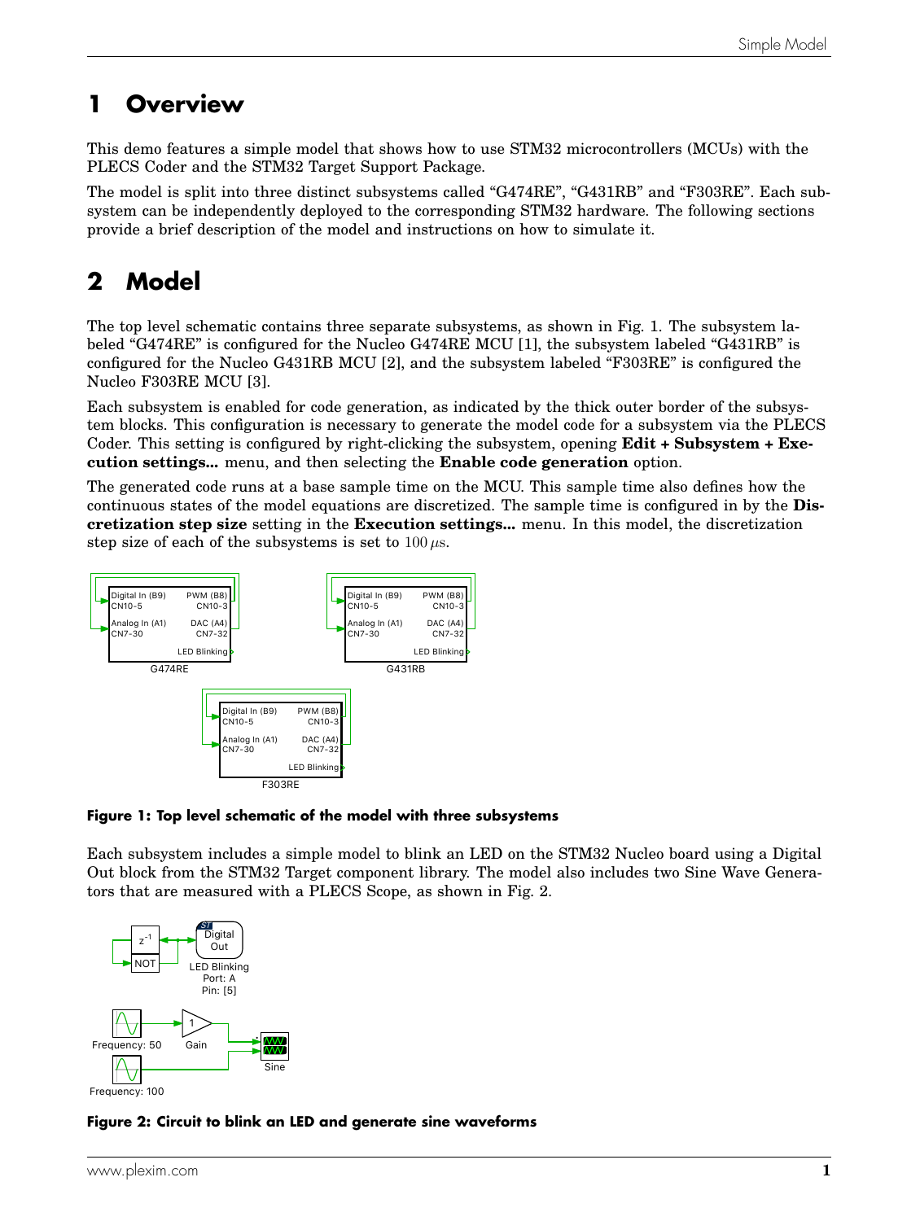# 1 Overview

This demo features a simple model that shows how to use STM32 microcontrollers (MCUs) with the PLECS Coder and the STM32 Target Support Package.

The model is split into three distinct subsystems called “G474RE”, “G431RB” and “F303RE”. Each subsystem can be independently deployed to the corresponding STM32 hardware. The following sections provide a brief description of the model and instructions on how to simulate it.

# 2 Model

The top level schematic contains three separate subsystems, as shown in Fig. 1. The subsystem labeled “G474RE” is configured for the Nucleo G474RE MCU [1], the subsystem labeled “G431RB” is configured for the Nucleo G431RB MCU [2], and the subsystem labeled “F303RE” is configured the Nucleo F303RE MCU [3].

Each subsystem is enabled for code generation, as indicated by the thick outer border of the subsystem blocks. This configuration is necessary to generate the model code for a subsystem via the PLECS Coder. This setting is configured by right-clicking the subsystem, opening **Edit + Subsystem + Execution settings...** menu, and then selecting the **Enable code generation** option.

The generated code runs at a base sample time on the MCU. This sample time also defines how the continuous states of the model equations are discretized. The sample time is configured in by the **Discretization step size** setting in the **Execution settings...** menu. In this model, the discretization step size of each of the subsystems is set to $100\,\mu\text{s}$.

**Figure 1: Top level schematic of the model with three subsystems**

Each subsystem includes a simple model to blink an LED on the STM32 Nucleo board using a Digital Out block from the STM32 Target component library. The model also includes two Sine Wave Generators that are measured with a PLECS Scope, as shown in Fig. 2.

**Figure 2: Circuit to blink an LED and generate sine waveforms**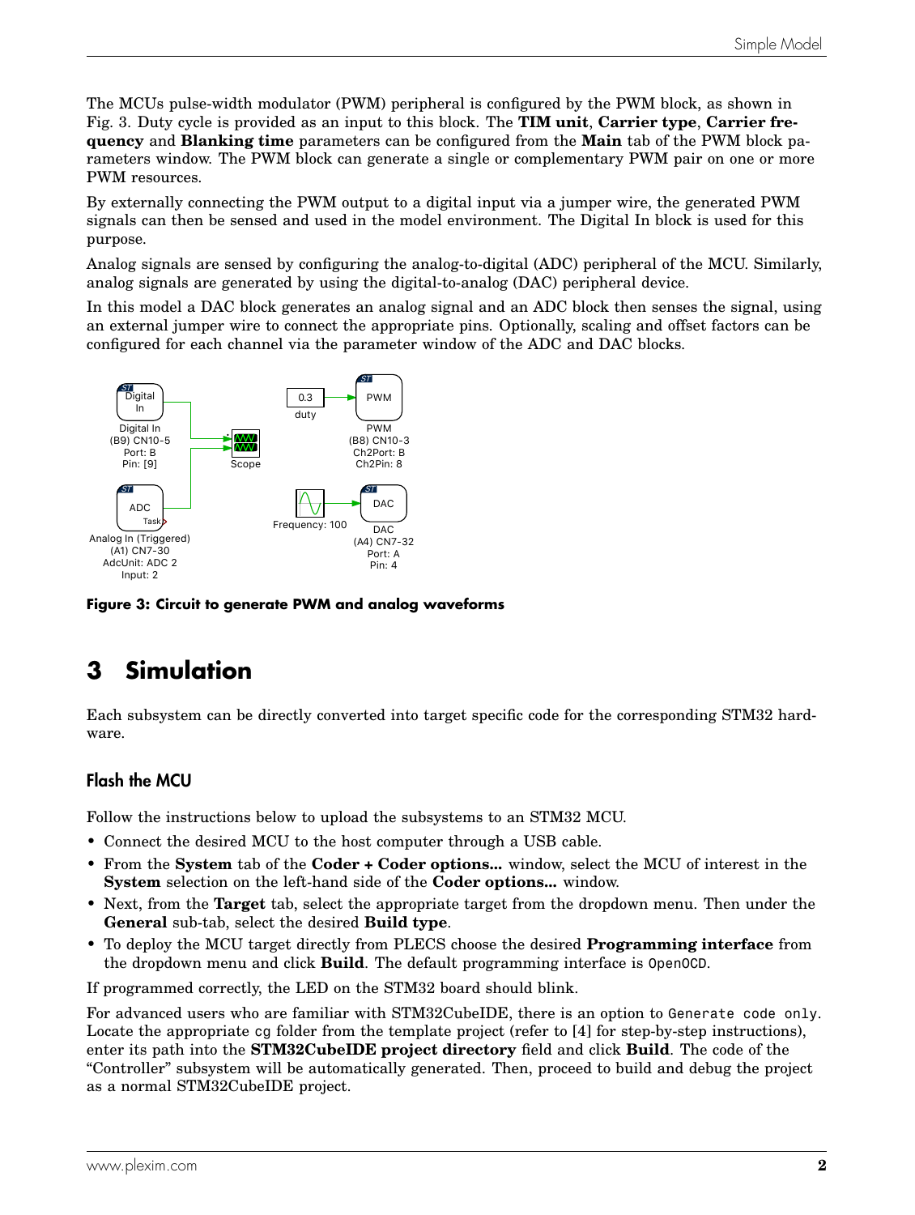The MCUs pulse-width modulator (PWM) peripheral is configured by the PWM block, as shown in Fig. 3. Duty cycle is provided as an input to this block. The **TIM unit**, **Carrier type**, **Carrier frequency** and **Blanking time** parameters can be configured from the **Main** tab of the PWM block parameters window. The PWM block can generate a single or complementary PWM pair on one or more PWM resources.

By externally connecting the PWM output to a digital input via a jumper wire, the generated PWM signals can then be sensed and used in the model environment. The Digital In block is used for this purpose.

Analog signals are sensed by configuring the analog-to-digital (ADC) peripheral of the MCU. Similarly, analog signals are generated by using the digital-to-analog (DAC) peripheral device.

In this model a DAC block generates an analog signal and an ADC block then senses the signal, using an external jumper wire to connect the appropriate pins. Optionally, scaling and offset factors can be configured for each channel via the parameter window of the ADC and DAC blocks.

**Figure 3: Circuit to generate PWM and analog waveforms**

# 3 Simulation

Each subsystem can be directly converted into target specific code for the corresponding STM32 hardware.

## Flash the MCU

Follow the instructions below to upload the subsystems to an STM32 MCU.

- Connect the desired MCU to the host computer through a USB cable.
- From the **System** tab of the **Coder + Coder options...** window, select the MCU of interest in the **System** selection on the left-hand side of the **Coder options...** window.
- Next, from the **Target** tab, select the appropriate target from the dropdown menu. Then under the **General** sub-tab, select the desired **Build type**.
- To deploy the MCU target directly from PLECS choose the desired **Programming interface** from the dropdown menu and click **Build**. The default programming interface is `OpenOCD`.

If programmed correctly, the LED on the STM32 board should blink.

For advanced users who are familiar with STM32CubeIDE, there is an option to `Generate code only`. Locate the appropriate `cg` folder from the template project (refer to [4] for step-by-step instructions), enter its path into the **STM32CubeIDE project directory** field and click **Build**. The code of the "Controller" subsystem will be automatically generated. Then, proceed to build and debug the project as a normal STM32CubeIDE project.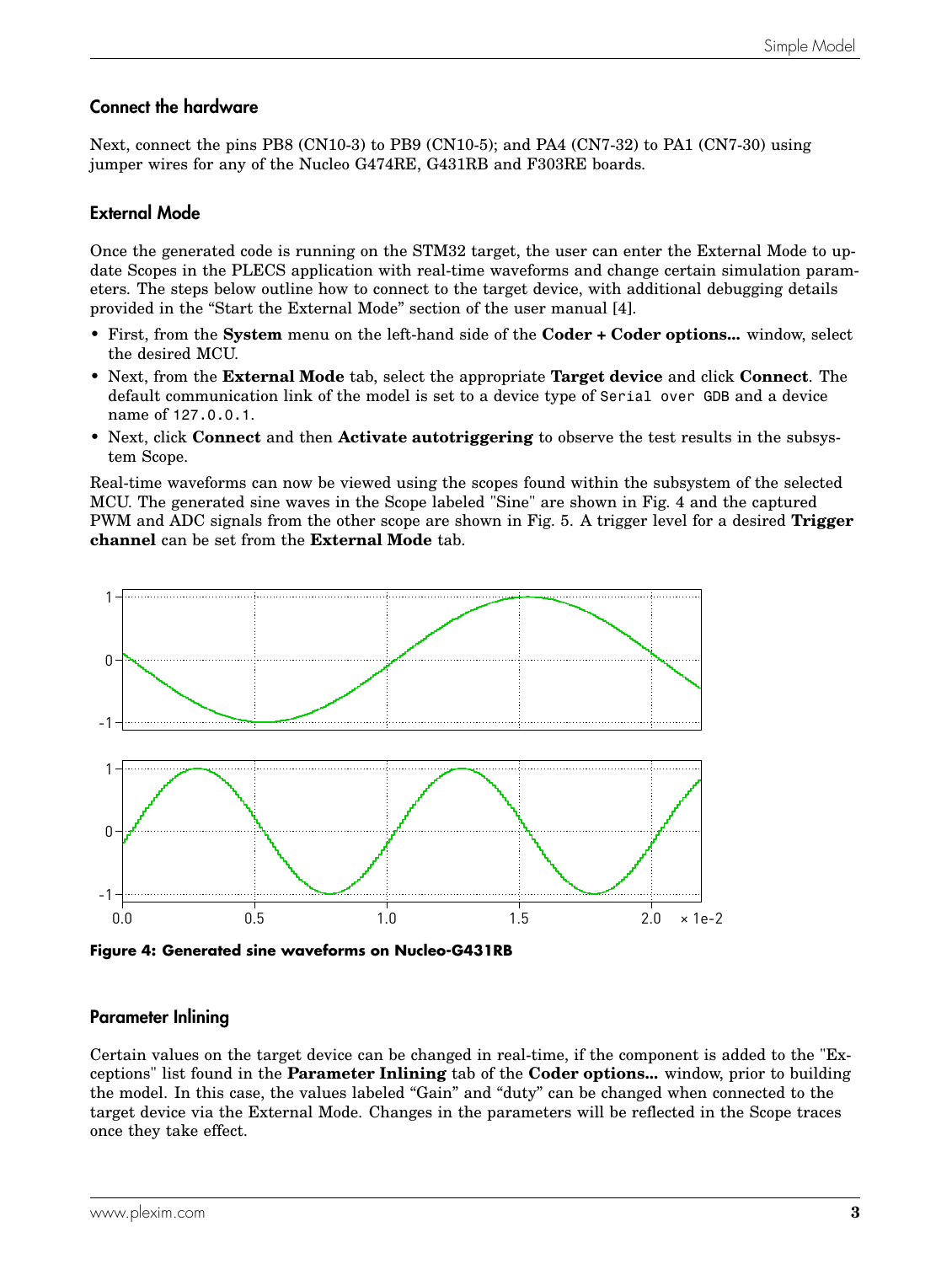### Connect the hardware

Next, connect the pins PB8 (CN10-3) to PB9 (CN10-5); and PA4 (CN7-32) to PA1 (CN7-30) using jumper wires for any of the Nucleo G474RE, G431RB and F303RE boards.

### External Mode

Once the generated code is running on the STM32 target, the user can enter the External Mode to update Scopes in the PLECS application with real-time waveforms and change certain simulation parameters. The steps below outline how to connect to the target device, with additional debugging details provided in the “Start the External Mode” section of the user manual [4].

- First, from the **System** menu on the left-hand side of the **Coder + Coder options...** window, select the desired MCU.
- Next, from the **External Mode** tab, select the appropriate **Target device** and click **Connect**. The default communication link of the model is set to a device type of `Serial over GDB` and a device name of `127.0.0.1`.
- Next, click **Connect** and then **Activate autotriggering** to observe the test results in the subsystem Scope.

Real-time waveforms can now be viewed using the scopes found within the subsystem of the selected MCU. The generated sine waves in the Scope labeled "Sine" are shown in Fig. 4 and the captured PWM and ADC signals from the other scope are shown in Fig. 5. A trigger level for a desired **Trigger channel** can be set from the **External Mode** tab.

**Figure 4: Generated sine waveforms on Nucleo-G431RB**

### Parameter Inlining

Certain values on the target device can be changed in real-time, if the component is added to the "Exceptions" list found in the **Parameter Inlining** tab of the **Coder options...** window, prior to building the model. In this case, the values labeled “Gain” and “duty” can be changed when connected to the target device via the External Mode. Changes in the parameters will be reflected in the Scope traces once they take effect.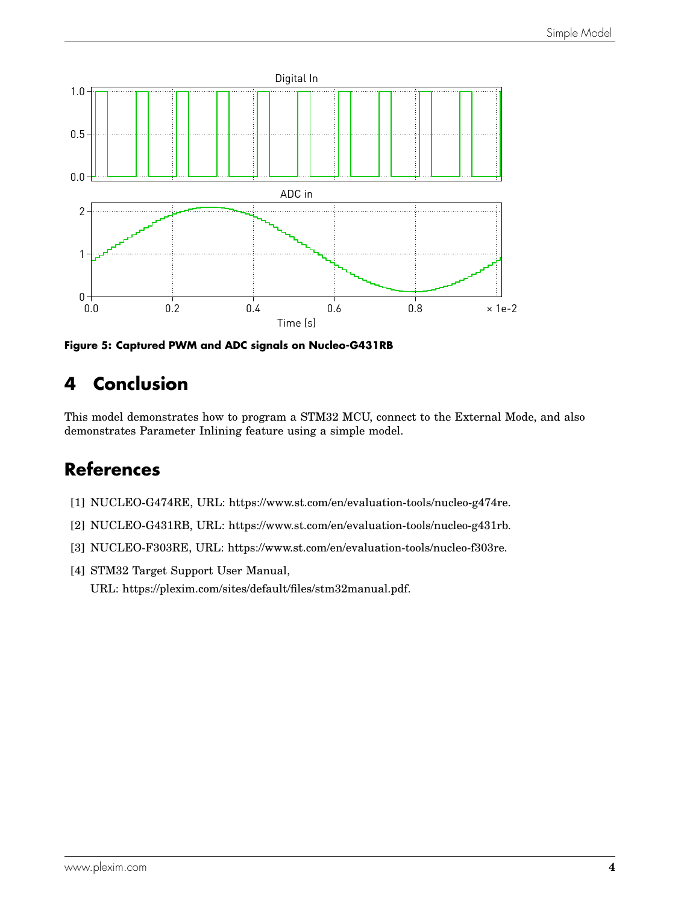**Figure 5: Captured PWM and ADC signals on Nucleo-G431RB**

## 4 Conclusion

This model demonstrates how to program a STM32 MCU, connect to the External Mode, and also demonstrates Parameter Inlining feature using a simple model.

## References

[1] NUCLEO-G474RE, URL: https://www.st.com/en/evaluation-tools/nucleo-g474re.

[2] NUCLEO-G431RB, URL: https://www.st.com/en/evaluation-tools/nucleo-g431rb.

[3] NUCLEO-F303RE, URL: https://www.st.com/en/evaluation-tools/nucleo-f303re.

[4] STM32 Target Support User Manual,
URL: https://plexim.com/sites/default/files/stm32manual.pdf.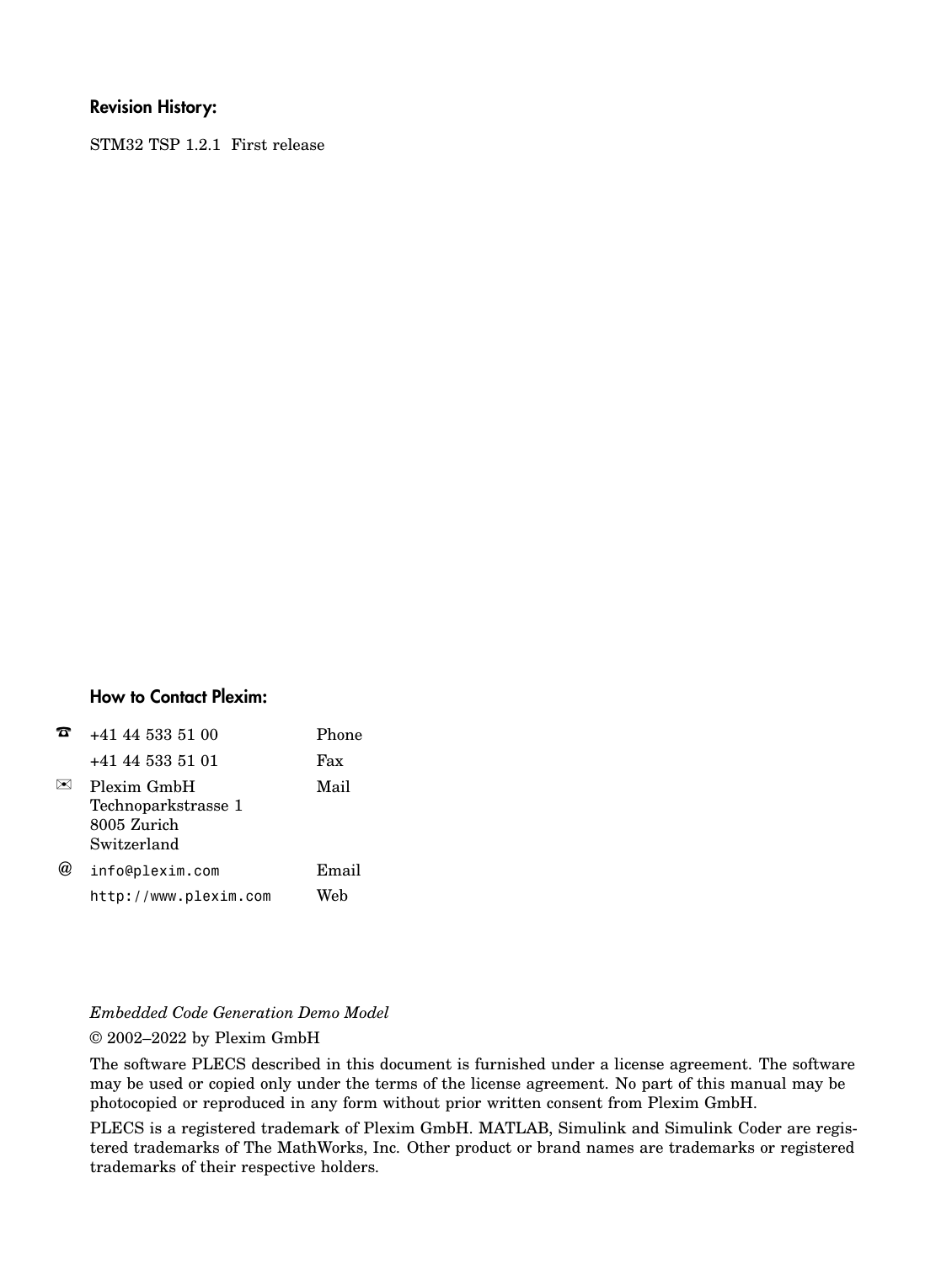### Revision History:

STM32 TSP 1.2.1 First release

### How to Contact Plexim:

| | | |
|---|---|---|
| ☎ | +41 44 533 51 00 | Phone |
| | +41 44 533 51 01 | Fax |
| ✉ | Plexim GmbH<br>Technoparkstrasse 1<br>8005 Zurich<br>Switzerland | Mail |
| @ | info@plexim.com | Email |
| | http://www.plexim.com | Web |

*Embedded Code Generation Demo Model*

© 2002–2022 by Plexim GmbH

The software PLECS described in this document is furnished under a license agreement. The software may be used or copied only under the terms of the license agreement. No part of this manual may be photocopied or reproduced in any form without prior written consent from Plexim GmbH.

PLECS is a registered trademark of Plexim GmbH. MATLAB, Simulink and Simulink Coder are registered trademarks of The MathWorks, Inc. Other product or brand names are trademarks or registered trademarks of their respective holders.